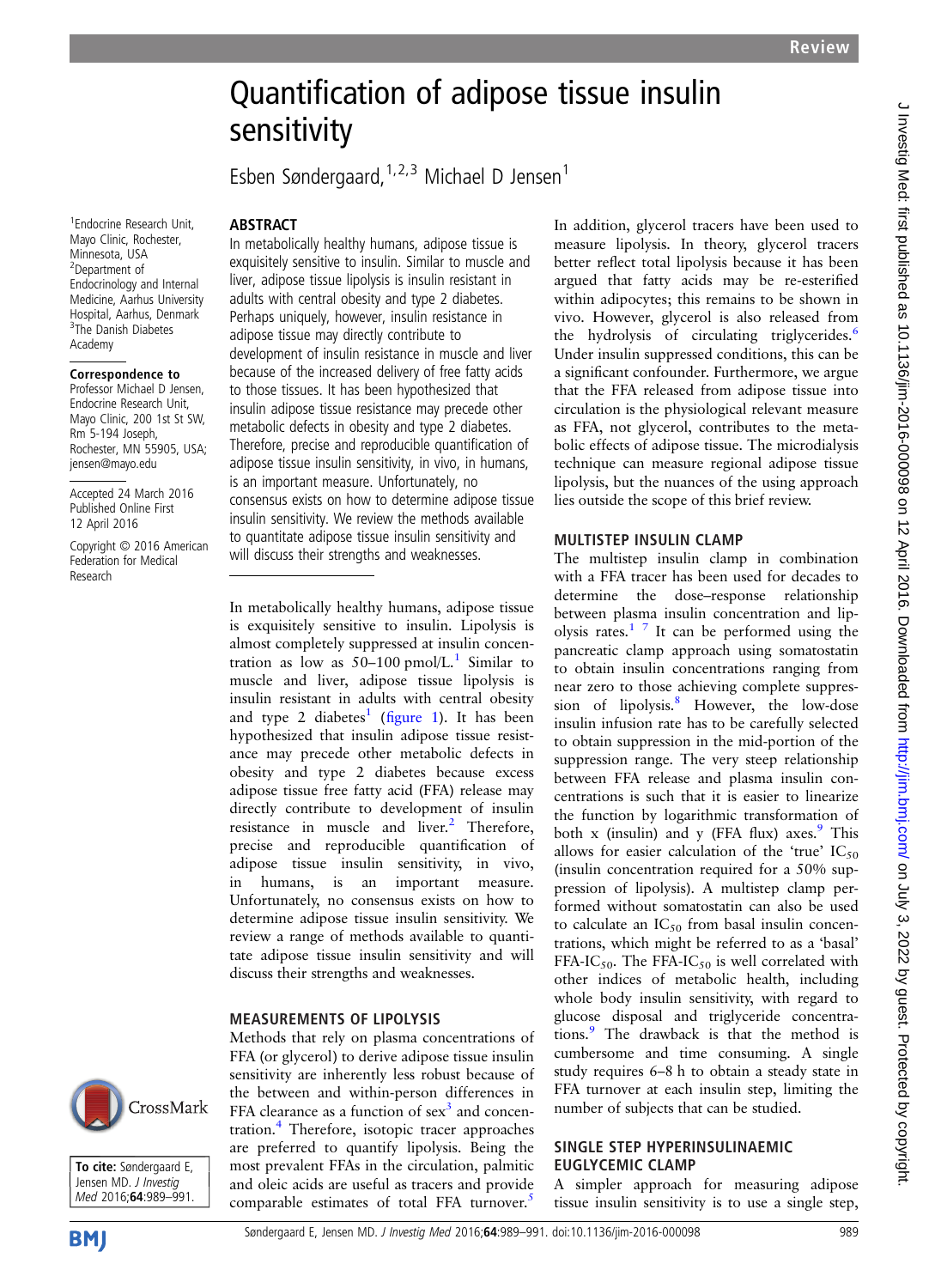Review

# Quantification of adipose tissue insulin sensitivity

Esben Søndergaard,[1,2,3] Michael D Jensen[1]

[1]Endocrine Research Unit, Mayo Clinic, Rochester, Minnesota, USA
[2]Department of Endocrinology and Internal Medicine, Aarhus University Hospital, Aarhus, Denmark
[3]The Danish Diabetes Academy

**Correspondence to**
Professor Michael D Jensen, Endocrine Research Unit, Mayo Clinic, 200 1st St SW, Rm 5-194 Joseph, Rochester, MN 55905, USA; jensen@mayo.edu

Accepted 24 March 2016
Published Online First 12 April 2016

Copyright © 2016 American Federation for Medical Research

**To cite:** Søndergaard E, Jensen MD. *J Investig Med* 2016;**64**:989–991.

## ABSTRACT

In metabolically healthy humans, adipose tissue is exquisitely sensitive to insulin. Similar to muscle and liver, adipose tissue lipolysis is insulin resistant in adults with central obesity and type 2 diabetes. Perhaps uniquely, however, insulin resistance in adipose tissue may directly contribute to development of insulin resistance in muscle and liver because of the increased delivery of free fatty acids to those tissues. It has been hypothesized that insulin adipose tissue resistance may precede other metabolic defects in obesity and type 2 diabetes. Therefore, precise and reproducible quantification of adipose tissue insulin sensitivity, in vivo, in humans, is an important measure. Unfortunately, no consensus exists on how to determine adipose tissue insulin sensitivity. We review the methods available to quantitate adipose tissue insulin sensitivity and will discuss their strengths and weaknesses.

In metabolically healthy humans, adipose tissue is exquisitely sensitive to insulin. Lipolysis is almost completely suppressed at insulin concentration as low as 50–100 pmol/L.[1] Similar to muscle and liver, adipose tissue lipolysis is insulin resistant in adults with central obesity and type 2 diabetes[1] (figure 1). It has been hypothesized that insulin adipose tissue resistance may precede other metabolic defects in obesity and type 2 diabetes because excess adipose tissue free fatty acid (FFA) release may directly contribute to development of insulin resistance in muscle and liver.[2] Therefore, precise and reproducible quantification of adipose tissue insulin sensitivity, in vivo, in humans, is an important measure. Unfortunately, no consensus exists on how to determine adipose tissue insulin sensitivity. We review a range of methods available to quantitate adipose tissue insulin sensitivity and will discuss their strengths and weaknesses.

## MEASUREMENTS OF LIPOLYSIS

Methods that rely on plasma concentrations of FFA (or glycerol) to derive adipose tissue insulin sensitivity are inherently less robust because of the between and within-person differences in FFA clearance as a function of sex[3] and concentration.[4] Therefore, isotopic tracer approaches are preferred to quantify lipolysis. Being the most prevalent FFAs in the circulation, palmitic and oleic acids are useful as tracers and provide comparable estimates of total FFA turnover.[5] In addition, glycerol tracers have been used to measure lipolysis. In theory, glycerol tracers better reflect total lipolysis because it has been argued that fatty acids may be re-esterified within adipocytes; this remains to be shown in vivo. However, glycerol is also released from the hydrolysis of circulating triglycerides.[6] Under insulin suppressed conditions, this can be a significant confounder. Furthermore, we argue that the FFA released from adipose tissue into circulation is the physiological relevant measure as FFA, not glycerol, contributes to the metabolic effects of adipose tissue. The microdialysis technique can measure regional adipose tissue lipolysis, but the nuances of the using approach lies outside the scope of this brief review.

## MULTISTEP INSULIN CLAMP

The multistep insulin clamp in combination with a FFA tracer has been used for decades to determine the dose–response relationship between plasma insulin concentration and lipolysis rates.[1 7] It can be performed using the pancreatic clamp approach using somatostatin to obtain insulin concentrations ranging from near zero to those achieving complete suppression of lipolysis.[8] However, the low-dose insulin infusion rate has to be carefully selected to obtain suppression in the mid-portion of the suppression range. The very steep relationship between FFA release and plasma insulin concentrations is such that it is easier to linearize the function by logarithmic transformation of both x (insulin) and y (FFA flux) axes.[9] This allows for easier calculation of the 'true' $IC_{50}$ (insulin concentration required for a 50% suppression of lipolysis). A multistep clamp performed without somatostatin can also be used to calculate an $IC_{50}$ from basal insulin concentrations, which might be referred to as a 'basal' FFA-$IC_{50}$. The FFA-$IC_{50}$ is well correlated with other indices of metabolic health, including whole body insulin sensitivity, with regard to glucose disposal and triglyceride concentrations.[9] The drawback is that the method is cumbersome and time consuming. A single study requires 6–8 h to obtain a steady state in FFA turnover at each insulin step, limiting the number of subjects that can be studied.

## SINGLE STEP HYPERINSULINAEMIC EUGLYCEMIC CLAMP

A simpler approach for measuring adipose tissue insulin sensitivity is to use a single step,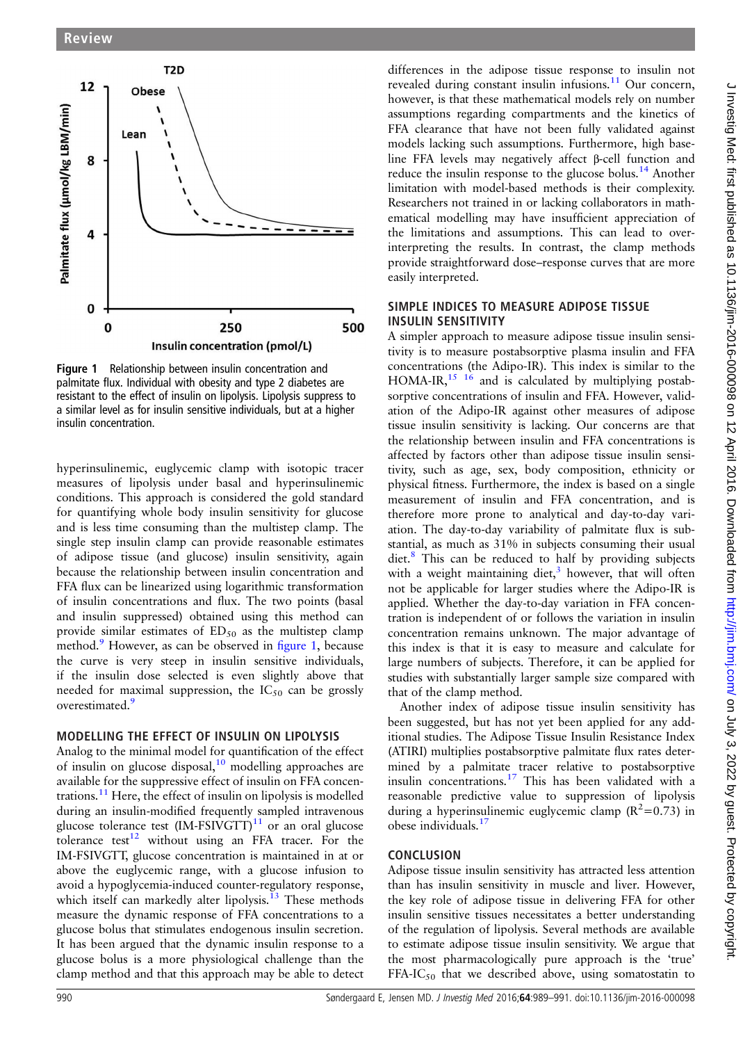Figure 1 Relationship between insulin concentration and palmitate flux. Individual with obesity and type 2 diabetes are resistant to the effect of insulin on lipolysis. Lipolysis suppress to a similar level as for insulin sensitive individuals, but at a higher insulin concentration.

hyperinsulinemic, euglycemic clamp with isotopic tracer measures of lipolysis under basal and hyperinsulinemic conditions. This approach is considered the gold standard for quantifying whole body insulin sensitivity for glucose and is less time consuming than the multistep clamp. The single step insulin clamp can provide reasonable estimates of adipose tissue (and glucose) insulin sensitivity, again because the relationship between insulin concentration and FFA flux can be linearized using logarithmic transformation of insulin concentrations and flux. The two points (basal and insulin suppressed) obtained using this method can provide similar estimates of $ED_{50}$ as the multistep clamp method.[9] However, as can be observed in figure 1, because the curve is very steep in insulin sensitive individuals, if the insulin dose selected is even slightly above that needed for maximal suppression, the $IC_{50}$ can be grossly overestimated.[9]

## MODELLING THE EFFECT OF INSULIN ON LIPOLYSIS

Analog to the minimal model for quantification of the effect of insulin on glucose disposal,[10] modelling approaches are available for the suppressive effect of insulin on FFA concentrations.[11] Here, the effect of insulin on lipolysis is modelled during an insulin-modified frequently sampled intravenous glucose tolerance test (IM-FSIVGTT)[11] or an oral glucose tolerance test[12] without using an FFA tracer. For the IM-FSIVGTT, glucose concentration is maintained in at or above the euglycemic range, with a glucose infusion to avoid a hypoglycemia-induced counter-regulatory response, which itself can markedly alter lipolysis.[13] These methods measure the dynamic response of FFA concentrations to a glucose bolus that stimulates endogenous insulin secretion. It has been argued that the dynamic insulin response to a glucose bolus is a more physiological challenge than the clamp method and that this approach may be able to detect differences in the adipose tissue response to insulin not revealed during constant insulin infusions.[11] Our concern, however, is that these mathematical models rely on number assumptions regarding compartments and the kinetics of FFA clearance that have not been fully validated against models lacking such assumptions. Furthermore, high baseline FFA levels may negatively affect β-cell function and reduce the insulin response to the glucose bolus.[14] Another limitation with model-based methods is their complexity. Researchers not trained in or lacking collaborators in mathematical modelling may have insufficient appreciation of the limitations and assumptions. This can lead to overinterpreting the results. In contrast, the clamp methods provide straightforward dose–response curves that are more easily interpreted.

## SIMPLE INDICES TO MEASURE ADIPOSE TISSUE INSULIN SENSITIVITY

A simpler approach to measure adipose tissue insulin sensitivity is to measure postabsorptive plasma insulin and FFA concentrations (the Adipo-IR). This index is similar to the HOMA-IR,[15 16] and is calculated by multiplying postabsorptive concentrations of insulin and FFA. However, validation of the Adipo-IR against other measures of adipose tissue insulin sensitivity is lacking. Our concerns are that the relationship between insulin and FFA concentrations is affected by factors other than adipose tissue insulin sensitivity, such as age, sex, body composition, ethnicity or physical fitness. Furthermore, the index is based on a single measurement of insulin and FFA concentration, and is therefore more prone to analytical and day-to-day variation. The day-to-day variability of palmitate flux is substantial, as much as 31% in subjects consuming their usual diet.[8] This can be reduced to half by providing subjects with a weight maintaining diet,[3] however, that will often not be applicable for larger studies where the Adipo-IR is applied. Whether the day-to-day variation in FFA concentration is independent of or follows the variation in insulin concentration remains unknown. The major advantage of this index is that it is easy to measure and calculate for large numbers of subjects. Therefore, it can be applied for studies with substantially larger sample size compared with that of the clamp method.

Another index of adipose tissue insulin sensitivity has been suggested, but has not yet been applied for any additional studies. The Adipose Tissue Insulin Resistance Index (ATIRI) multiplies postabsorptive palmitate flux rates determined by a palmitate tracer relative to postabsorptive insulin concentrations.[17] This has been validated with a reasonable predictive value to suppression of lipolysis during a hyperinsulinemic euglycemic clamp ($R^2$=0.73) in obese individuals.[17]

## CONCLUSION

Adipose tissue insulin sensitivity has attracted less attention than has insulin sensitivity in muscle and liver. However, the key role of adipose tissue in delivering FFA for other insulin sensitive tissues necessitates a better understanding of the regulation of lipolysis. Several methods are available to estimate adipose tissue insulin sensitivity. We argue that the most pharmacologically pure approach is the 'true' $FFA\text{-}IC_{50}$ that we described above, using somatostatin to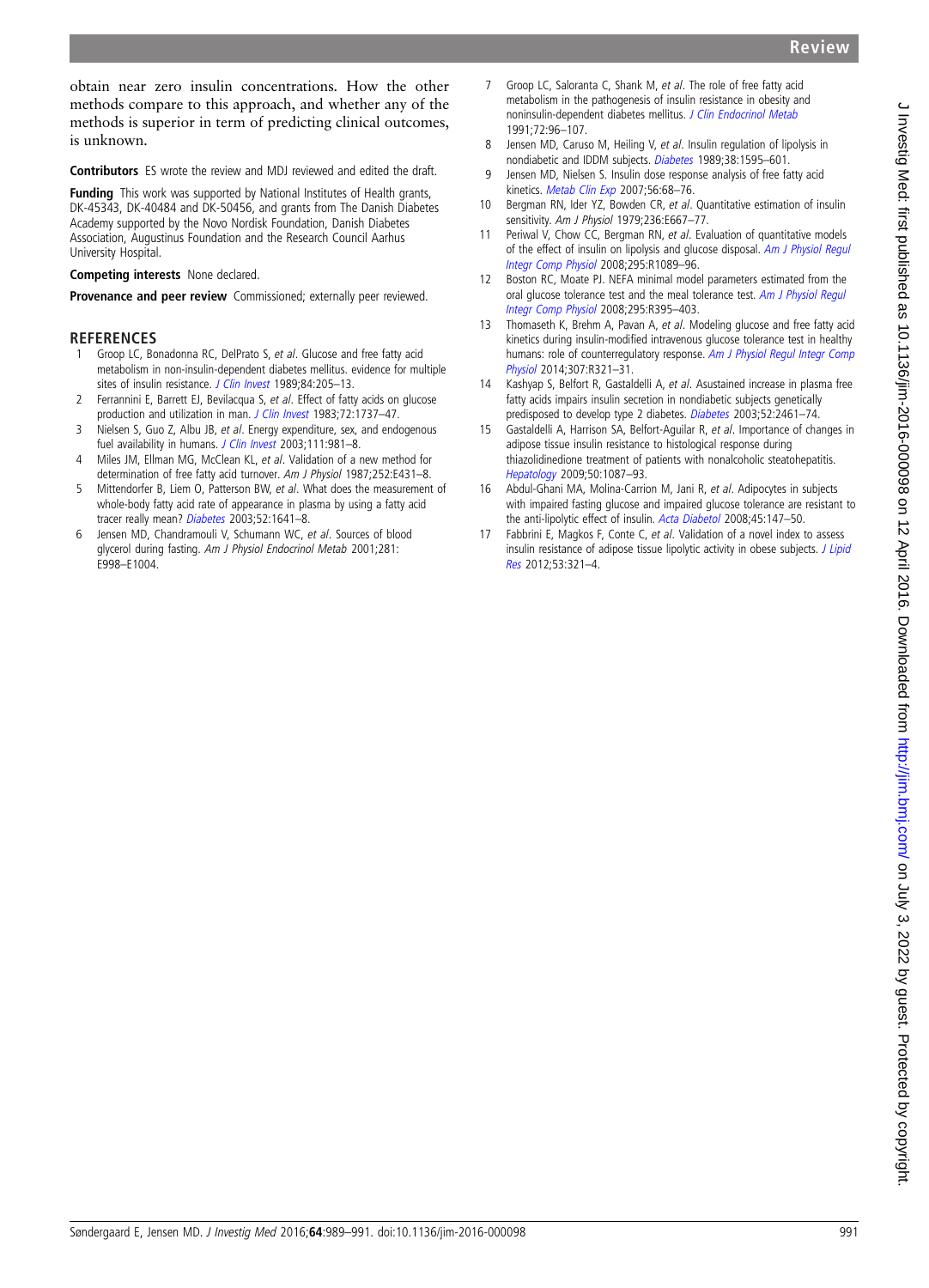obtain near zero insulin concentrations. How the other methods compare to this approach, and whether any of the methods is superior in term of predicting clinical outcomes, is unknown.

**Contributors** ES wrote the review and MDJ reviewed and edited the draft.

**Funding** This work was supported by National Institutes of Health grants, DK-45343, DK-40484 and DK-50456, and grants from The Danish Diabetes Academy supported by the Novo Nordisk Foundation, Danish Diabetes Association, Augustinus Foundation and the Research Council Aarhus University Hospital.

**Competing interests** None declared.

**Provenance and peer review** Commissioned; externally peer reviewed.

## REFERENCES

1. Groop LC, Bonadonna RC, DelPrato S, *et al*. Glucose and free fatty acid metabolism in non-insulin-dependent diabetes mellitus. evidence for multiple sites of insulin resistance. *J Clin Invest* 1989;84:205–13.
2. Ferrannini E, Barrett EJ, Bevilacqua S, *et al*. Effect of fatty acids on glucose production and utilization in man. *J Clin Invest* 1983;72:1737–47.
3. Nielsen S, Guo Z, Albu JB, *et al*. Energy expenditure, sex, and endogenous fuel availability in humans. *J Clin Invest* 2003;111:981–8.
4. Miles JM, Ellman MG, McClean KL, *et al*. Validation of a new method for determination of free fatty acid turnover. *Am J Physiol* 1987;252:E431–8.
5. Mittendorfer B, Liem O, Patterson BW, *et al*. What does the measurement of whole-body fatty acid rate of appearance in plasma by using a fatty acid tracer really mean? *Diabetes* 2003;52:1641–8.
6. Jensen MD, Chandramouli V, Schumann WC, *et al*. Sources of blood glycerol during fasting. *Am J Physiol Endocrinol Metab* 2001;281: E998–E1004.
7. Groop LC, Saloranta C, Shank M, *et al*. The role of free fatty acid metabolism in the pathogenesis of insulin resistance in obesity and noninsulin-dependent diabetes mellitus. *J Clin Endocrinol Metab* 1991;72:96–107.
8. Jensen MD, Caruso M, Heiling V, *et al*. Insulin regulation of lipolysis in nondiabetic and IDDM subjects. *Diabetes* 1989;38:1595–601.
9. Jensen MD, Nielsen S. Insulin dose response analysis of free fatty acid kinetics. *Metab Clin Exp* 2007;56:68–76.
10. Bergman RN, Ider YZ, Bowden CR, *et al*. Quantitative estimation of insulin sensitivity. *Am J Physiol* 1979;236:E667–77.
11. Periwal V, Chow CC, Bergman RN, *et al*. Evaluation of quantitative models of the effect of insulin on lipolysis and glucose disposal. *Am J Physiol Regul Integr Comp Physiol* 2008;295:R1089–96.
12. Boston RC, Moate PJ. NEFA minimal model parameters estimated from the oral glucose tolerance test and the meal tolerance test. *Am J Physiol Regul Integr Comp Physiol* 2008;295:R395–403.
13. Thomaseth K, Brehm A, Pavan A, *et al*. Modeling glucose and free fatty acid kinetics during insulin-modified intravenous glucose tolerance test in healthy humans: role of counterregulatory response. *Am J Physiol Regul Integr Comp Physiol* 2014;307:R321–31.
14. Kashyap S, Belfort R, Gastaldelli A, *et al*. Asustained increase in plasma free fatty acids impairs insulin secretion in nondiabetic subjects genetically predisposed to develop type 2 diabetes. *Diabetes* 2003;52:2461–74.
15. Gastaldelli A, Harrison SA, Belfort-Aguilar R, *et al*. Importance of changes in adipose tissue insulin resistance to histological response during thiazolidinedione treatment of patients with nonalcoholic steatohepatitis. *Hepatology* 2009;50:1087–93.
16. Abdul-Ghani MA, Molina-Carrion M, Jani R, *et al*. Adipocytes in subjects with impaired fasting glucose and impaired glucose tolerance are resistant to the anti-lipolytic effect of insulin. *Acta Diabetol* 2008;45:147–50.
17. Fabbrini E, Magkos F, Conte C, *et al*. Validation of a novel index to assess insulin resistance of adipose tissue lipolytic activity in obese subjects. *J Lipid Res* 2012;53:321–4.